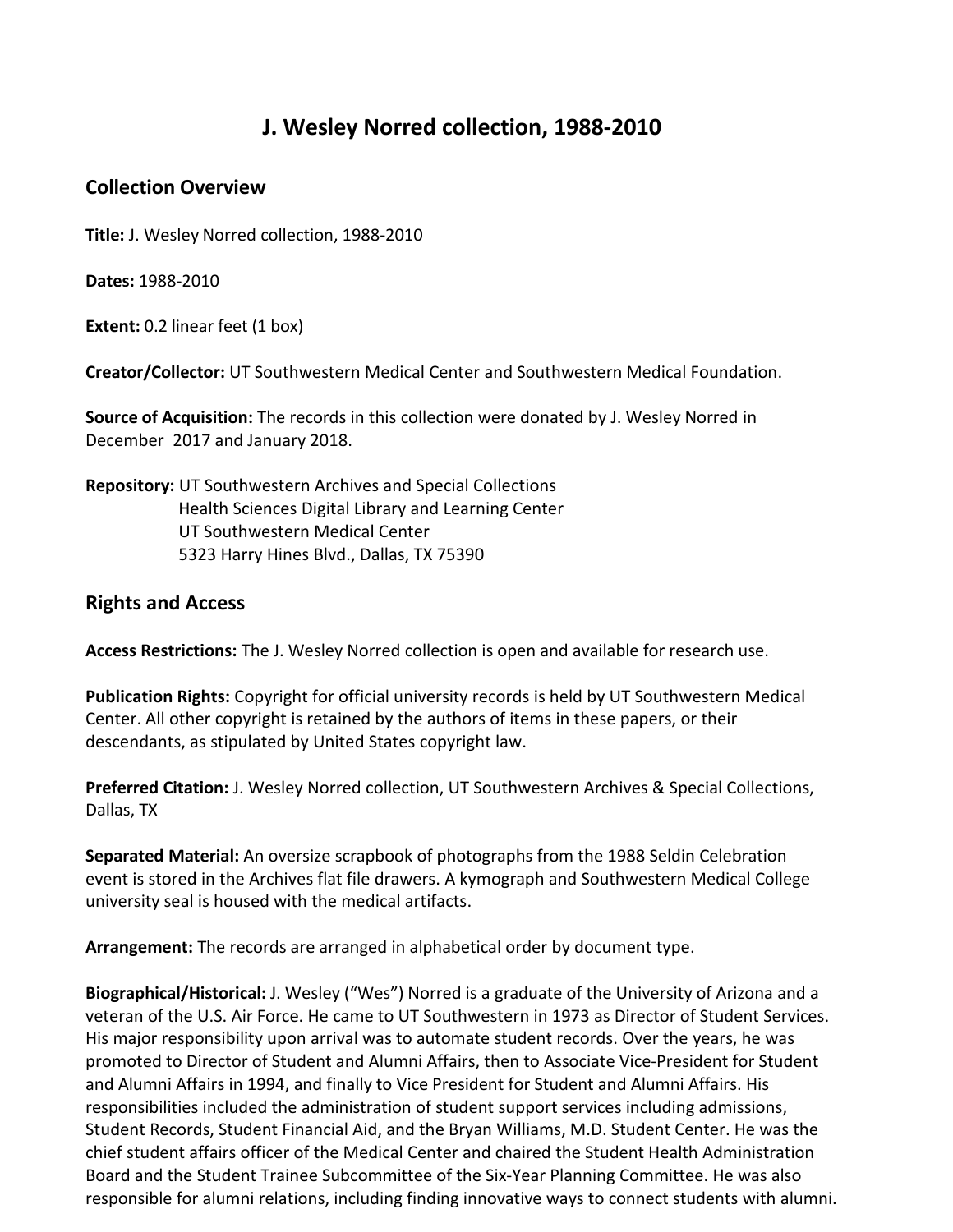# J. Wesley Norred collection, 1988-2010

## Collection Overview

**Title:** J. Wesley Norred collection, 1988-2010

**Dates:** 1988-2010

**Extent:** 0.2 linear feet (1 box)

**Creator/Collector:** UT Southwestern Medical Center and Southwestern Medical Foundation.

**Source of Acquisition:** The records in this collection were donated by J. Wesley Norred in December 2017 and January 2018.

**Repository:** UT Southwestern Archives and Special Collections
Health Sciences Digital Library and Learning Center
UT Southwestern Medical Center
5323 Harry Hines Blvd., Dallas, TX 75390

## Rights and Access

**Access Restrictions:** The J. Wesley Norred collection is open and available for research use.

**Publication Rights:** Copyright for official university records is held by UT Southwestern Medical Center. All other copyright is retained by the authors of items in these papers, or their descendants, as stipulated by United States copyright law.

**Preferred Citation:** J. Wesley Norred collection, UT Southwestern Archives & Special Collections, Dallas, TX

**Separated Material:** An oversize scrapbook of photographs from the 1988 Seldin Celebration event is stored in the Archives flat file drawers. A kymograph and Southwestern Medical College university seal is housed with the medical artifacts.

**Arrangement:** The records are arranged in alphabetical order by document type.

**Biographical/Historical:** J. Wesley ("Wes") Norred is a graduate of the University of Arizona and a veteran of the U.S. Air Force. He came to UT Southwestern in 1973 as Director of Student Services. His major responsibility upon arrival was to automate student records. Over the years, he was promoted to Director of Student and Alumni Affairs, then to Associate Vice-President for Student and Alumni Affairs in 1994, and finally to Vice President for Student and Alumni Affairs. His responsibilities included the administration of student support services including admissions, Student Records, Student Financial Aid, and the Bryan Williams, M.D. Student Center. He was the chief student affairs officer of the Medical Center and chaired the Student Health Administration Board and the Student Trainee Subcommittee of the Six-Year Planning Committee. He was also responsible for alumni relations, including finding innovative ways to connect students with alumni.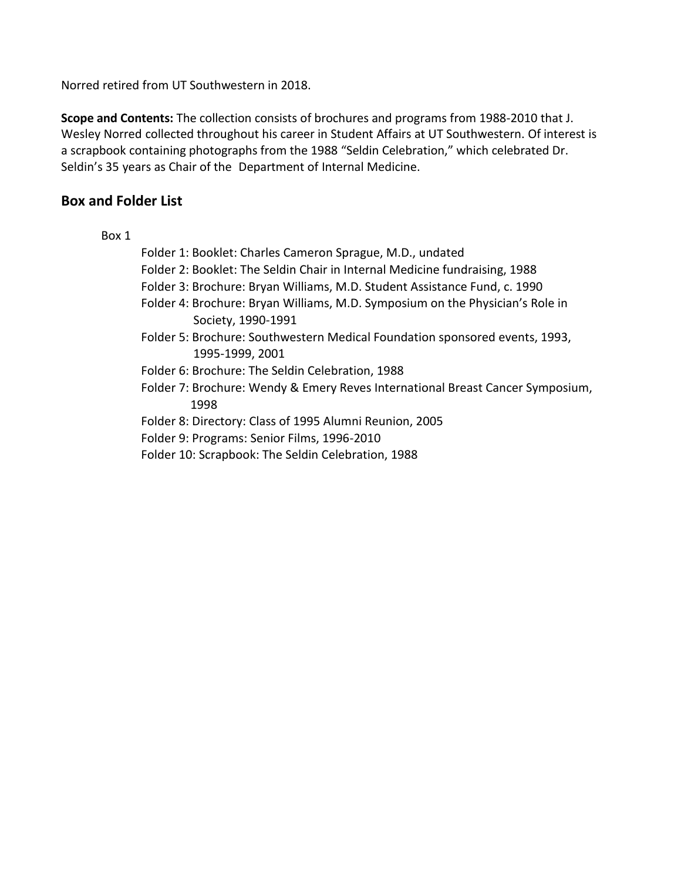Norred retired from UT Southwestern in 2018.

**Scope and Contents:** The collection consists of brochures and programs from 1988-2010 that J. Wesley Norred collected throughout his career in Student Affairs at UT Southwestern. Of interest is a scrapbook containing photographs from the 1988 "Seldin Celebration," which celebrated Dr. Seldin's 35 years as Chair of the Department of Internal Medicine.

## Box and Folder List

Box 1

- Folder 1: Booklet: Charles Cameron Sprague, M.D., undated
- Folder 2: Booklet: The Seldin Chair in Internal Medicine fundraising, 1988
- Folder 3: Brochure: Bryan Williams, M.D. Student Assistance Fund, c. 1990
- Folder 4: Brochure: Bryan Williams, M.D. Symposium on the Physician's Role in Society, 1990-1991
- Folder 5: Brochure: Southwestern Medical Foundation sponsored events, 1993, 1995-1999, 2001
- Folder 6: Brochure: The Seldin Celebration, 1988
- Folder 7: Brochure: Wendy & Emery Reves International Breast Cancer Symposium, 1998
- Folder 8: Directory: Class of 1995 Alumni Reunion, 2005
- Folder 9: Programs: Senior Films, 1996-2010
- Folder 10: Scrapbook: The Seldin Celebration, 1988